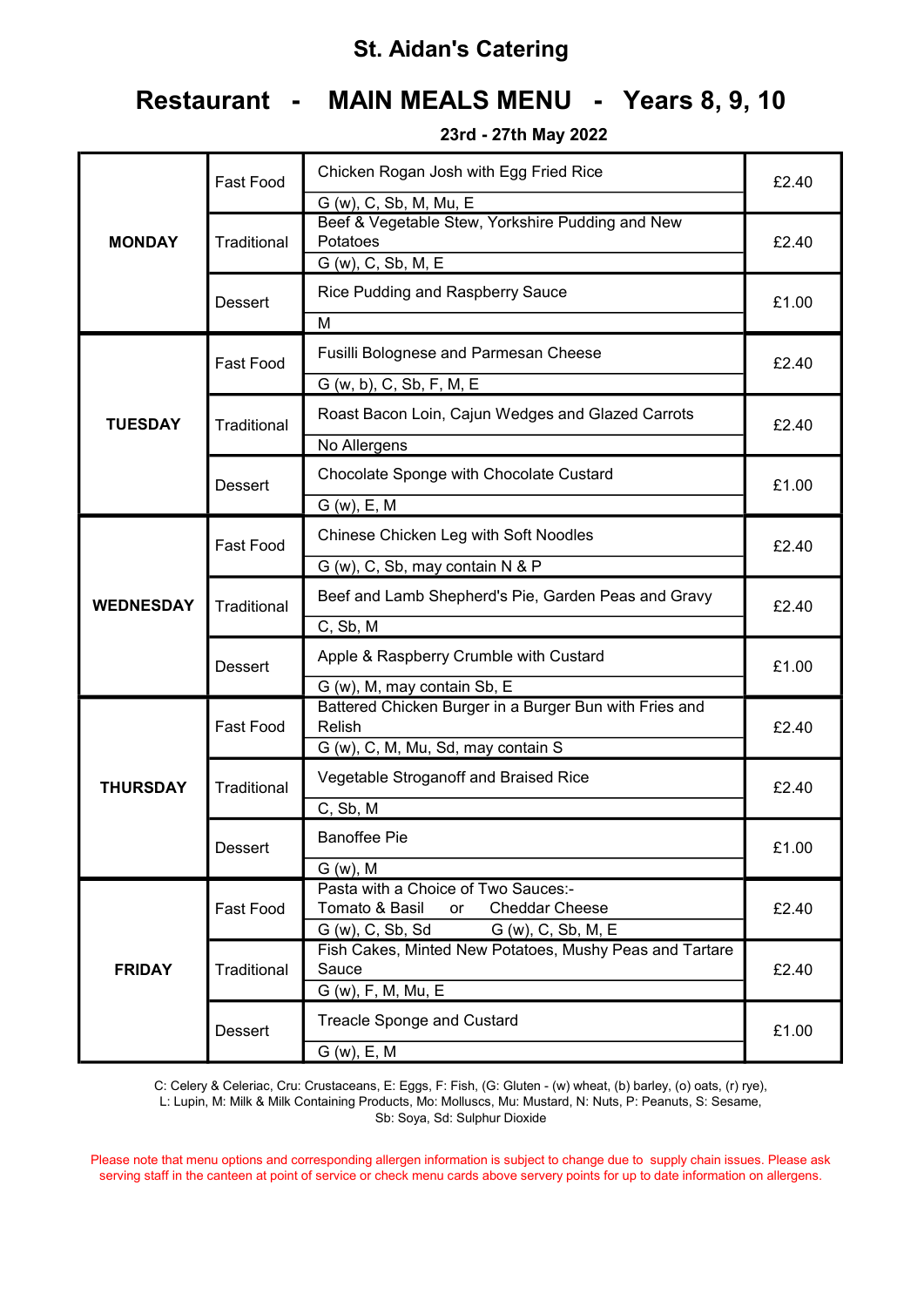# St. Aidan's Catering

## Restaurant - MAIN MEALS MENU - Years 8, 9, 10

**23rd - 27th May 2022**

| Day | Type | Meal / Allergens | Price |
|---|---|---|---|
| **MONDAY** | Fast Food | Chicken Rogan Josh with Egg Fried Rice<br>G (w), C, Sb, M, Mu, E | £2.40 |
| | Traditional | Beef & Vegetable Stew, Yorkshire Pudding and New Potatoes<br>G (w), C, Sb, M, E | £2.40 |
| | Dessert | Rice Pudding and Raspberry Sauce<br>M | £1.00 |
| **TUESDAY** | Fast Food | Fusilli Bolognese and Parmesan Cheese<br>G (w, b), C, Sb, F, M, E | £2.40 |
| | Traditional | Roast Bacon Loin, Cajun Wedges and Glazed Carrots<br>No Allergens | £2.40 |
| | Dessert | Chocolate Sponge with Chocolate Custard<br>G (w), E, M | £1.00 |
| **WEDNESDAY** | Fast Food | Chinese Chicken Leg with Soft Noodles<br>G (w), C, Sb, may contain N & P | £2.40 |
| | Traditional | Beef and Lamb Shepherd's Pie, Garden Peas and Gravy<br>C, Sb, M | £2.40 |
| | Dessert | Apple & Raspberry Crumble with Custard<br>G (w), M, may contain Sb, E | £1.00 |
| **THURSDAY** | Fast Food | Battered Chicken Burger in a Burger Bun with Fries and Relish<br>G (w), C, M, Mu, Sd, may contain S | £2.40 |
| | Traditional | Vegetable Stroganoff and Braised Rice<br>C, Sb, M | £2.40 |
| | Dessert | Banoffee Pie<br>G (w), M | £1.00 |
| **FRIDAY** | Fast Food | Pasta with a Choice of Two Sauces:-<br>Tomato & Basil or Cheddar Cheese<br>G (w), C, Sb, Sd &nbsp;&nbsp; G (w), C, Sb, M, E | £2.40 |
| | Traditional | Fish Cakes, Minted New Potatoes, Mushy Peas and Tartare Sauce<br>G (w), F, M, Mu, E | £2.40 |
| | Dessert | Treacle Sponge and Custard<br>G (w), E, M | £1.00 |

C: Celery & Celeriac, Cru: Crustaceans, E: Eggs, F: Fish, (G: Gluten - (w) wheat, (b) barley, (o) oats, (r) rye), L: Lupin, M: Milk & Milk Containing Products, Mo: Molluscs, Mu: Mustard, N: Nuts, P: Peanuts, S: Sesame, Sb: Soya, Sd: Sulphur Dioxide

Please note that menu options and corresponding allergen information is subject to change due to supply chain issues. Please ask serving staff in the canteen at point of service or check menu cards above servery points for up to date information on allergens.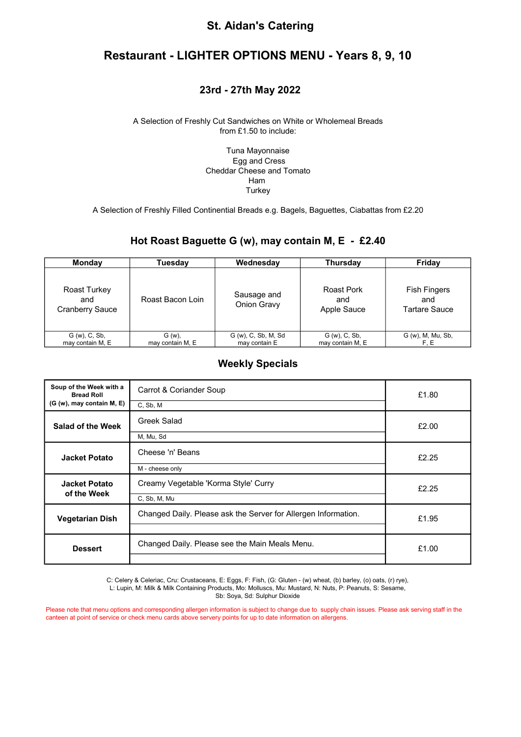# St. Aidan's Catering

## Restaurant - LIGHTER OPTIONS MENU - Years 8, 9, 10

### 23rd - 27th May 2022

A Selection of Freshly Cut Sandwiches on White or Wholemeal Breads from £1.50 to include:

Tuna Mayonnaise
Egg and Cress
Cheddar Cheese and Tomato
Ham
Turkey

A Selection of Freshly Filled Continental Breads e.g. Bagels, Baguettes, Ciabattas from £2.20

### Hot Roast Baguette G (w), may contain M, E - £2.40

| Monday | Tuesday | Wednesday | Thursday | Friday |
|---|---|---|---|---|
| Roast Turkey and Cranberry Sauce | Roast Bacon Loin | Sausage and Onion Gravy | Roast Pork and Apple Sauce | Fish Fingers and Tartare Sauce |
| G (w), C, Sb, may contain M, E | G (w), may contain M, E | G (w), C, Sb, M, Sd may contain E | G (w), C, Sb, may contain M, E | G (w), M, Mu, Sb, F, E |

### Weekly Specials

| | | |
|---|---|---|
| **Soup of the Week with a Bread Roll (G (w), may contain M, E)** | Carrot & Coriander Soup<br>C, Sb, M | £1.80 |
| **Salad of the Week** | Greek Salad<br>M, Mu, Sd | £2.00 |
| **Jacket Potato** | Cheese 'n' Beans<br>M - cheese only | £2.25 |
| **Jacket Potato of the Week** | Creamy Vegetable 'Korma Style' Curry<br>C, Sb, M, Mu | £2.25 |
| **Vegetarian Dish** | Changed Daily. Please ask the Server for Allergen Information. | £1.95 |
| **Dessert** | Changed Daily. Please see the Main Meals Menu. | £1.00 |

C: Celery & Celeriac, Cru: Crustaceans, E: Eggs, F: Fish, (G: Gluten - (w) wheat, (b) barley, (o) oats, (r) rye), L: Lupin, M: Milk & Milk Containing Products, Mo: Molluscs, Mu: Mustard, N: Nuts, P: Peanuts, S: Sesame, Sb: Soya, Sd: Sulphur Dioxide

Please note that menu options and corresponding allergen information is subject to change due to supply chain issues. Please ask serving staff in the canteen at point of service or check menu cards above servery points for up to date information on allergens.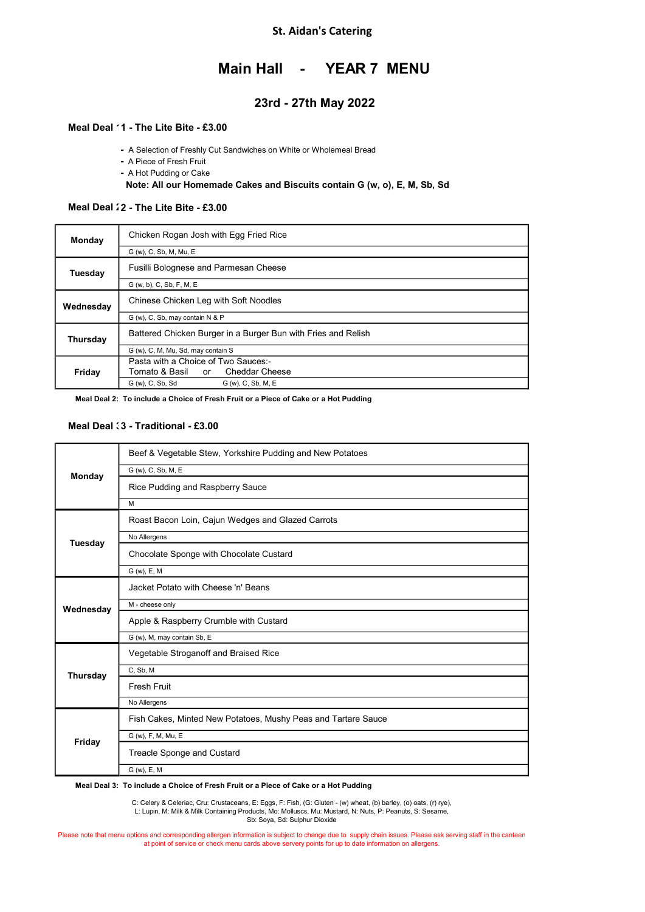St. Aidan's Catering

# Main Hall - YEAR 7 MENU

## 23rd - 27th May 2022

### Meal Deal 1 - The Lite Bite - £3.00

- A Selection of Freshly Cut Sandwiches on White or Wholemeal Bread
- A Piece of Fresh Fruit
- A Hot Pudding or Cake

**Note: All our Homemade Cakes and Biscuits contain G (w, o), E, M, Sb, Sd**

### Meal Deal 2 - The Lite Bite - £3.00

| Day | Menu |
| --- | --- |
| **Monday** | Chicken Rogan Josh with Egg Fried Rice |
| | G (w), C, Sb, M, Mu, E |
| **Tuesday** | Fusilli Bolognese and Parmesan Cheese |
| | G (w, b), C, Sb, F, M, E |
| **Wednesday** | Chinese Chicken Leg with Soft Noodles |
| | G (w), C, Sb, may contain N & P |
| **Thursday** | Battered Chicken Burger in a Burger Bun with Fries and Relish |
| | G (w), C, M, Mu, Sd, may contain S |
| **Friday** | Pasta with a Choice of Two Sauces:- Tomato & Basil or Cheddar Cheese |
| | G (w), C, Sb, Sd / G (w), C, Sb, M, E |

**Meal Deal 2: To include a Choice of Fresh Fruit or a Piece of Cake or a Hot Pudding**

### Meal Deal 3 - Traditional - £3.00

| Day | Menu |
| --- | --- |
| **Monday** | Beef & Vegetable Stew, Yorkshire Pudding and New Potatoes |
| | G (w), C, Sb, M, E |
| | Rice Pudding and Raspberry Sauce |
| | M |
| **Tuesday** | Roast Bacon Loin, Cajun Wedges and Glazed Carrots |
| | No Allergens |
| | Chocolate Sponge with Chocolate Custard |
| | G (w), E, M |
| **Wednesday** | Jacket Potato with Cheese 'n' Beans |
| | M - cheese only |
| | Apple & Raspberry Crumble with Custard |
| | G (w), M, may contain Sb, E |
| **Thursday** | Vegetable Stroganoff and Braised Rice |
| | C, Sb, M |
| | Fresh Fruit |
| | No Allergens |
| **Friday** | Fish Cakes, Minted New Potatoes, Mushy Peas and Tartare Sauce |
| | G (w), F, M, Mu, E |
| | Treacle Sponge and Custard |
| | G (w), E, M |

**Meal Deal 3: To include a Choice of Fresh Fruit or a Piece of Cake or a Hot Pudding**

C: Celery & Celeriac, Cru: Crustaceans, E: Eggs, F: Fish, (G: Gluten - (w) wheat, (b) barley, (o) oats, (r) rye), L: Lupin, M: Milk & Milk Containing Products, Mo: Molluscs, Mu: Mustard, N: Nuts, P: Peanuts, S: Sesame, Sb: Soya, Sd: Sulphur Dioxide

Please note that menu options and corresponding allergen information is subject to change due to supply chain issues. Please ask serving staff in the canteen at point of service or check menu cards above servery points for up to date information on allergens.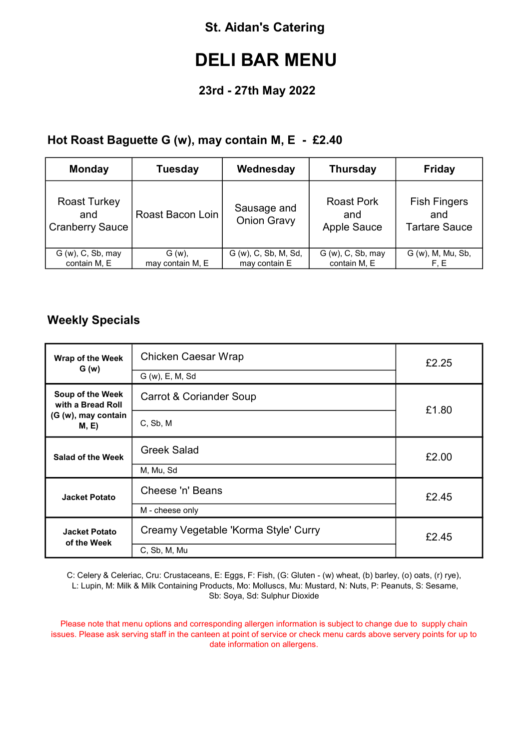St. Aidan's Catering

# DELI BAR MENU

### 23rd - 27th May 2022

## Hot Roast Baguette G (w), may contain M, E - £2.40

| Monday | Tuesday | Wednesday | Thursday | Friday |
|---|---|---|---|---|
| Roast Turkey and Cranberry Sauce | Roast Bacon Loin | Sausage and Onion Gravy | Roast Pork and Apple Sauce | Fish Fingers and Tartare Sauce |
| G (w), C, Sb, may contain M, E | G (w), may contain M, E | G (w), C, Sb, M, Sd, may contain E | G (w), C, Sb, may contain M, E | G (w), M, Mu, Sb, F, E |

## Weekly Specials

| | | |
|---|---|---|
| **Wrap of the Week G (w)** | Chicken Caesar Wrap<br>G (w), E, M, Sd | £2.25 |
| **Soup of the Week with a Bread Roll (G (w), may contain M, E)** | Carrot & Coriander Soup<br>C, Sb, M | £1.80 |
| **Salad of the Week** | Greek Salad<br>M, Mu, Sd | £2.00 |
| **Jacket Potato** | Cheese 'n' Beans<br>M - cheese only | £2.45 |
| **Jacket Potato of the Week** | Creamy Vegetable 'Korma Style' Curry<br>C, Sb, M, Mu | £2.45 |

C: Celery & Celeriac, Cru: Crustaceans, E: Eggs, F: Fish, (G: Gluten - (w) wheat, (b) barley, (o) oats, (r) rye), L: Lupin, M: Milk & Milk Containing Products, Mo: Molluscs, Mu: Mustard, N: Nuts, P: Peanuts, S: Sesame, Sb: Soya, Sd: Sulphur Dioxide

Please note that menu options and corresponding allergen information is subject to change due to supply chain issues. Please ask serving staff in the canteen at point of service or check menu cards above servery points for up to date information on allergens.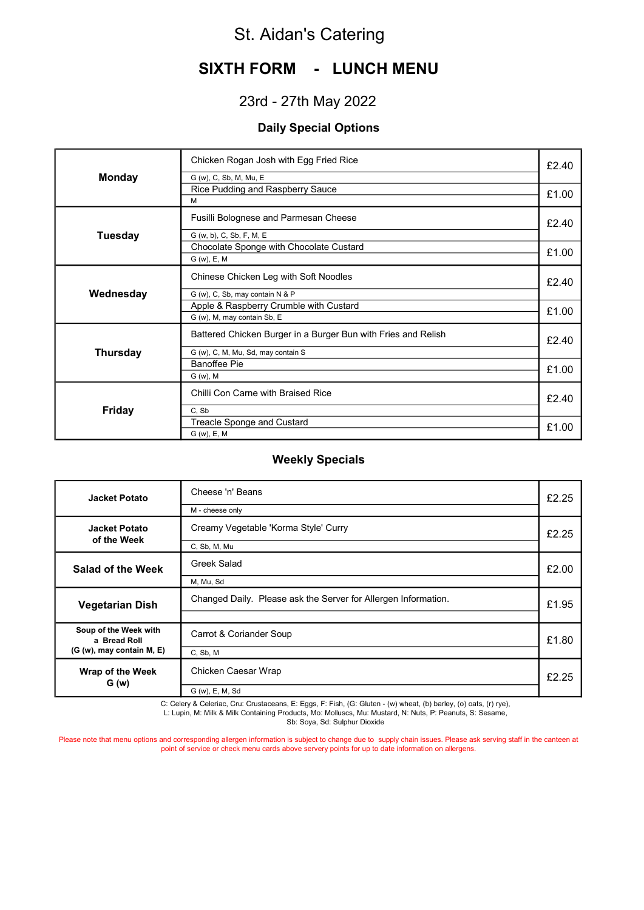# St. Aidan's Catering

## SIXTH FORM - LUNCH MENU

### 23rd - 27th May 2022

### Daily Special Options

| Day | Dish | Price |
|---|---|---|
| **Monday** | Chicken Rogan Josh with Egg Fried Rice<br>G (w), C, Sb, M, Mu, E | £2.40 |
| | Rice Pudding and Raspberry Sauce<br>M | £1.00 |
| **Tuesday** | Fusilli Bolognese and Parmesan Cheese<br>G (w, b), C, Sb, F, M, E | £2.40 |
| | Chocolate Sponge with Chocolate Custard<br>G (w), E, M | £1.00 |
| **Wednesday** | Chinese Chicken Leg with Soft Noodles<br>G (w), C, Sb, may contain N & P | £2.40 |
| | Apple & Raspberry Crumble with Custard<br>G (w), M, may contain Sb, E | £1.00 |
| **Thursday** | Battered Chicken Burger in a Burger Bun with Fries and Relish<br>G (w), C, M, Mu, Sd, may contain S | £2.40 |
| | Banoffee Pie<br>G (w), M | £1.00 |
| **Friday** | Chilli Con Carne with Braised Rice<br>C, Sb | £2.40 |
| | Treacle Sponge and Custard<br>G (w), E, M | £1.00 |

### Weekly Specials

| Item | Dish | Price |
|---|---|---|
| **Jacket Potato** | Cheese 'n' Beans<br>M - cheese only | £2.25 |
| **Jacket Potato of the Week** | Creamy Vegetable 'Korma Style' Curry<br>C, Sb, M, Mu | £2.25 |
| **Salad of the Week** | Greek Salad<br>M, Mu, Sd | £2.00 |
| **Vegetarian Dish** | Changed Daily. Please ask the Server for Allergen Information. | £1.95 |
| **Soup of the Week with a Bread Roll (G (w), may contain M, E)** | Carrot & Coriander Soup<br>C, Sb, M | £1.80 |
| **Wrap of the Week G (w)** | Chicken Caesar Wrap<br>G (w), E, M, Sd | £2.25 |

C: Celery & Celeriac, Cru: Crustaceans, E: Eggs, F: Fish, (G: Gluten - (w) wheat, (b) barley, (o) oats, (r) rye), L: Lupin, M: Milk & Milk Containing Products, Mo: Molluscs, Mu: Mustard, N: Nuts, P: Peanuts, S: Sesame, Sb: Soya, Sd: Sulphur Dioxide

Please note that menu options and corresponding allergen information is subject to change due to supply chain issues. Please ask serving staff in the canteen at point of service or check menu cards above servery points for up to date information on allergens.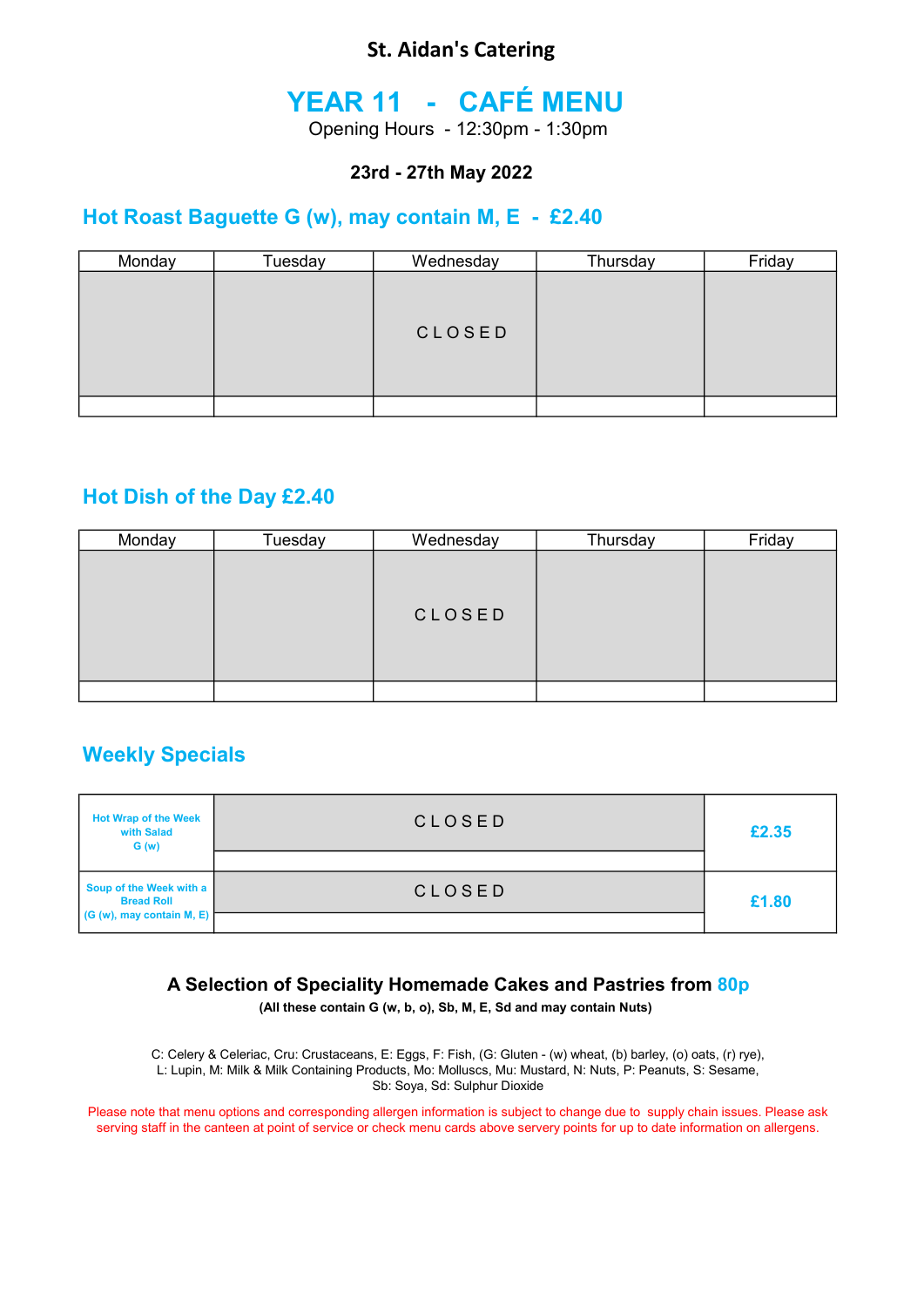**St. Aidan's Catering**

# YEAR 11 - CAFÉ MENU

Opening Hours - 12:30pm - 1:30pm

**23rd - 27th May 2022**

## Hot Roast Baguette G (w), may contain M, E - £2.40

| Monday | Tuesday | Wednesday | Thursday | Friday |
|---|---|---|---|---|
| | | CLOSED | | |
| | | | | |

## Hot Dish of the Day £2.40

| Monday | Tuesday | Wednesday | Thursday | Friday |
|---|---|---|---|---|
| | | CLOSED | | |
| | | | | |

## Weekly Specials

| | | |
|---|---|---|
| Hot Wrap of the Week with Salad G (w) | CLOSED | £2.35 |
| Soup of the Week with a Bread Roll (G (w), may contain M, E) | CLOSED | £1.80 |

**A Selection of Speciality Homemade Cakes and Pastries from 80p**

**(All these contain G (w, b, o), Sb, M, E, Sd and may contain Nuts)**

C: Celery & Celeriac, Cru: Crustaceans, E: Eggs, F: Fish, (G: Gluten - (w) wheat, (b) barley, (o) oats, (r) rye), L: Lupin, M: Milk & Milk Containing Products, Mo: Molluscs, Mu: Mustard, N: Nuts, P: Peanuts, S: Sesame, Sb: Soya, Sd: Sulphur Dioxide

Please note that menu options and corresponding allergen information is subject to change due to supply chain issues. Please ask serving staff in the canteen at point of service or check menu cards above servery points for up to date information on allergens.